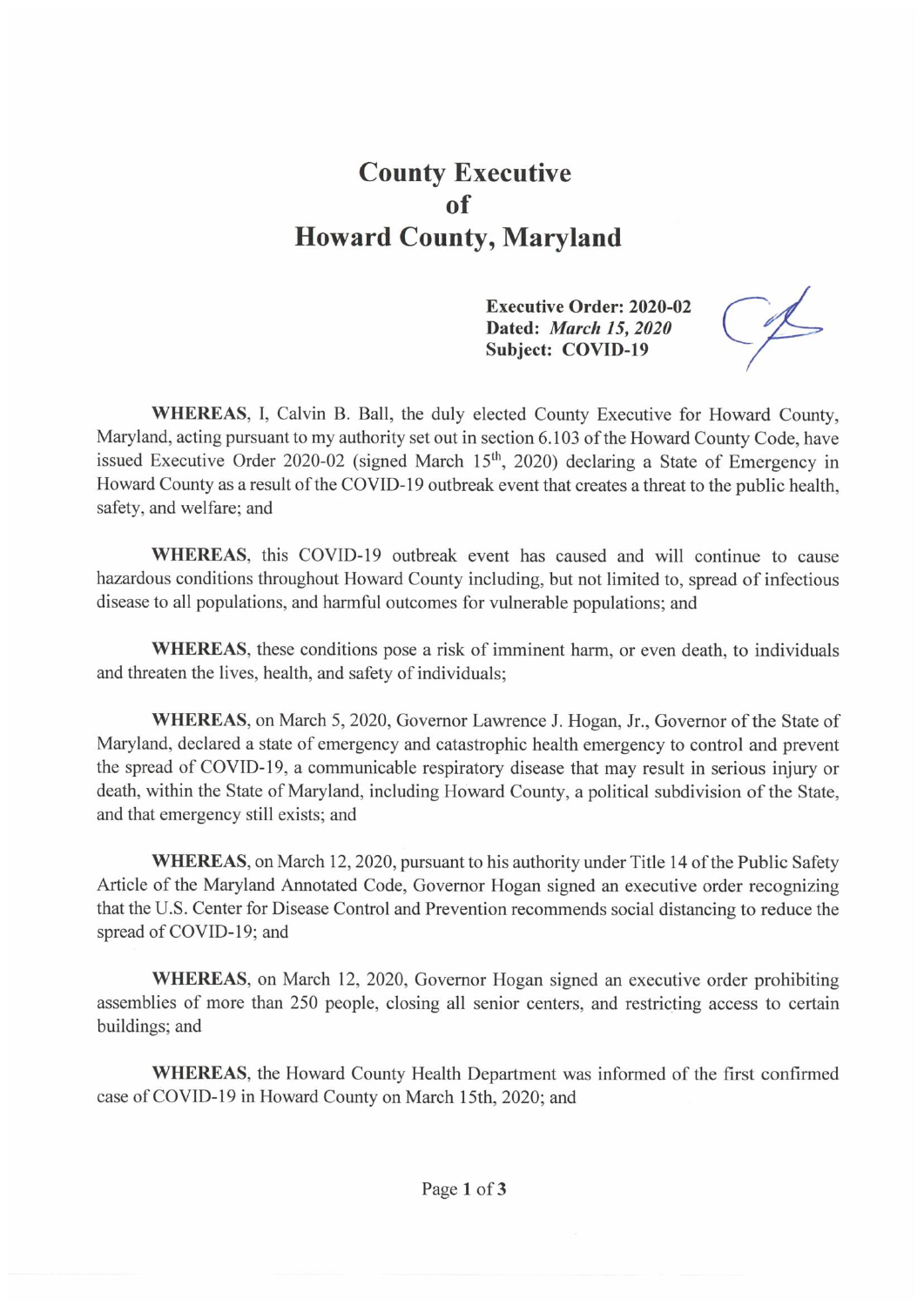# County Executive
# of
# Howard County, Maryland

**Executive Order: 2020-02**
**Dated:** ***March 15, 2020***
**Subject: COVID-19**

**WHEREAS**, I, Calvin B. Ball, the duly elected County Executive for Howard County, Maryland, acting pursuant to my authority set out in section 6.103 of the Howard County Code, have issued Executive Order 2020-02 (signed March 15th, 2020) declaring a State of Emergency in Howard County as a result of the COVID-19 outbreak event that creates a threat to the public health, safety, and welfare; and

**WHEREAS**, this COVID-19 outbreak event has caused and will continue to cause hazardous conditions throughout Howard County including, but not limited to, spread of infectious disease to all populations, and harmful outcomes for vulnerable populations; and

**WHEREAS**, these conditions pose a risk of imminent harm, or even death, to individuals and threaten the lives, health, and safety of individuals;

**WHEREAS**, on March 5, 2020, Governor Lawrence J. Hogan, Jr., Governor of the State of Maryland, declared a state of emergency and catastrophic health emergency to control and prevent the spread of COVID-19, a communicable respiratory disease that may result in serious injury or death, within the State of Maryland, including Howard County, a political subdivision of the State, and that emergency still exists; and

**WHEREAS**, on March 12, 2020, pursuant to his authority under Title 14 of the Public Safety Article of the Maryland Annotated Code, Governor Hogan signed an executive order recognizing that the U.S. Center for Disease Control and Prevention recommends social distancing to reduce the spread of COVID-19; and

**WHEREAS**, on March 12, 2020, Governor Hogan signed an executive order prohibiting assemblies of more than 250 people, closing all senior centers, and restricting access to certain buildings; and

**WHEREAS**, the Howard County Health Department was informed of the first confirmed case of COVID-19 in Howard County on March 15th, 2020; and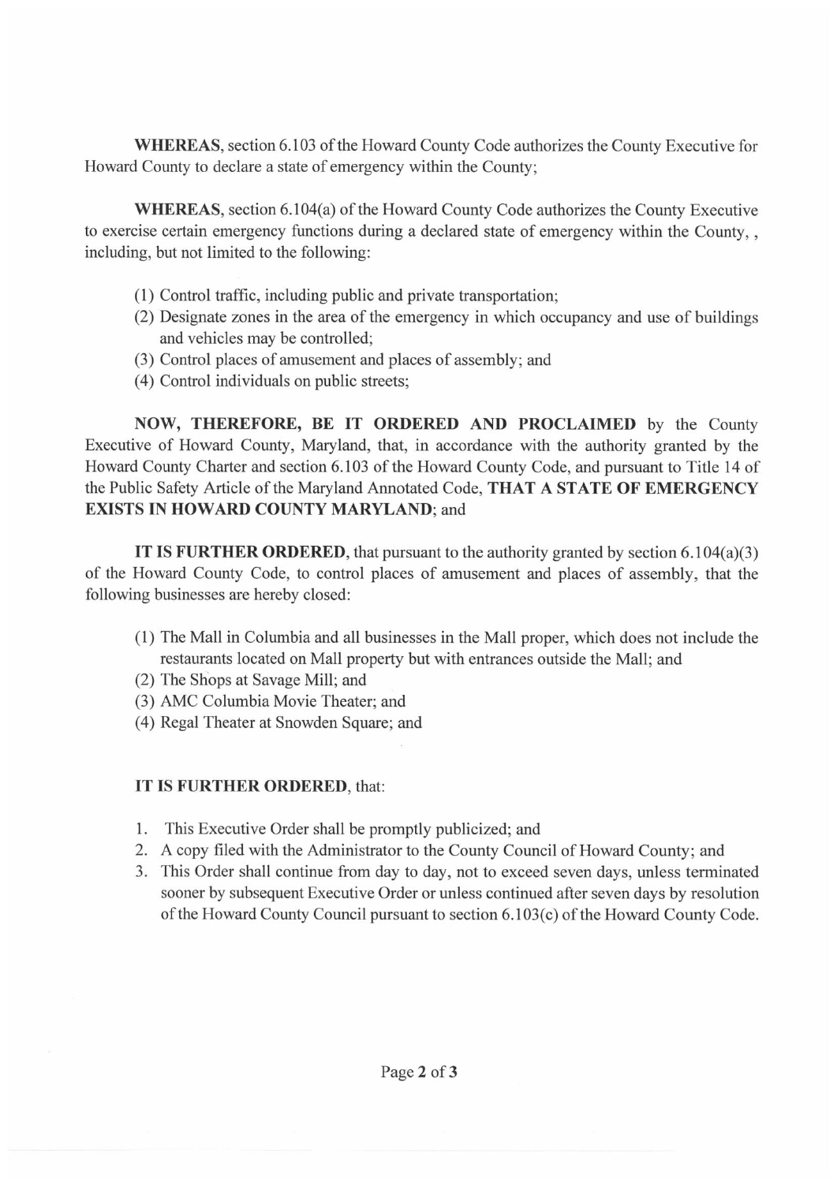**WHEREAS**, section 6.103 of the Howard County Code authorizes the County Executive for Howard County to declare a state of emergency within the County;

**WHEREAS**, section 6.104(a) of the Howard County Code authorizes the County Executive to exercise certain emergency functions during a declared state of emergency within the County, , including, but not limited to the following:

(1) Control traffic, including public and private transportation;
(2) Designate zones in the area of the emergency in which occupancy and use of buildings and vehicles may be controlled;
(3) Control places of amusement and places of assembly; and
(4) Control individuals on public streets;

**NOW, THEREFORE, BE IT ORDERED AND PROCLAIMED** by the County Executive of Howard County, Maryland, that, in accordance with the authority granted by the Howard County Charter and section 6.103 of the Howard County Code, and pursuant to Title 14 of the Public Safety Article of the Maryland Annotated Code, **THAT A STATE OF EMERGENCY EXISTS IN HOWARD COUNTY MARYLAND**; and

**IT IS FURTHER ORDERED**, that pursuant to the authority granted by section 6.104(a)(3) of the Howard County Code, to control places of amusement and places of assembly, that the following businesses are hereby closed:

(1) The Mall in Columbia and all businesses in the Mall proper, which does not include the restaurants located on Mall property but with entrances outside the Mall; and
(2) The Shops at Savage Mill; and
(3) AMC Columbia Movie Theater; and
(4) Regal Theater at Snowden Square; and

**IT IS FURTHER ORDERED**, that:

1. This Executive Order shall be promptly publicized; and
2. A copy filed with the Administrator to the County Council of Howard County; and
3. This Order shall continue from day to day, not to exceed seven days, unless terminated sooner by subsequent Executive Order or unless continued after seven days by resolution of the Howard County Council pursuant to section 6.103(c) of the Howard County Code.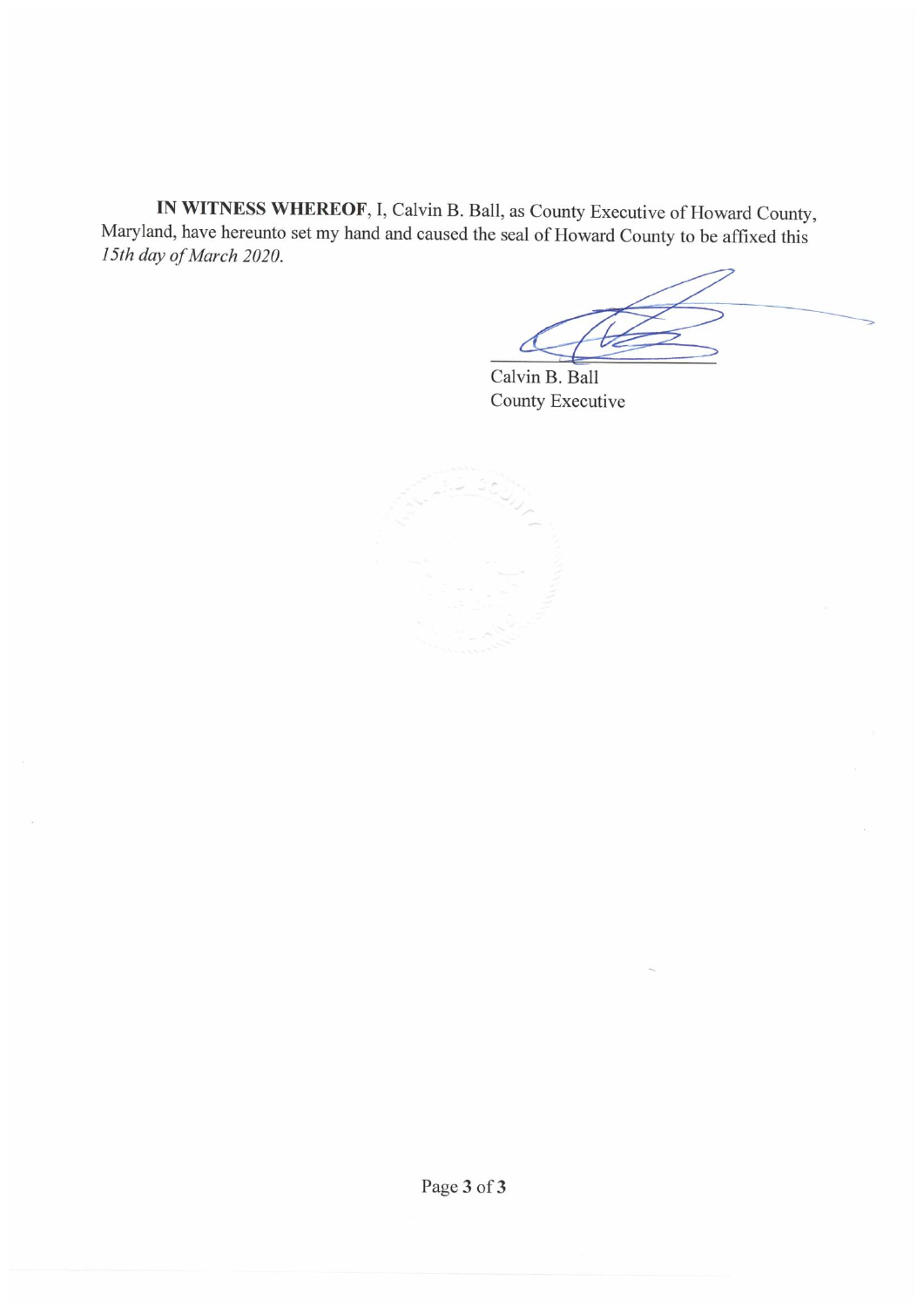**IN WITNESS WHEREOF**, I, Calvin B. Ball, as County Executive of Howard County, Maryland, have hereunto set my hand and caused the seal of Howard County to be affixed this *15th day of March 2020.*

Calvin B. Ball
County Executive